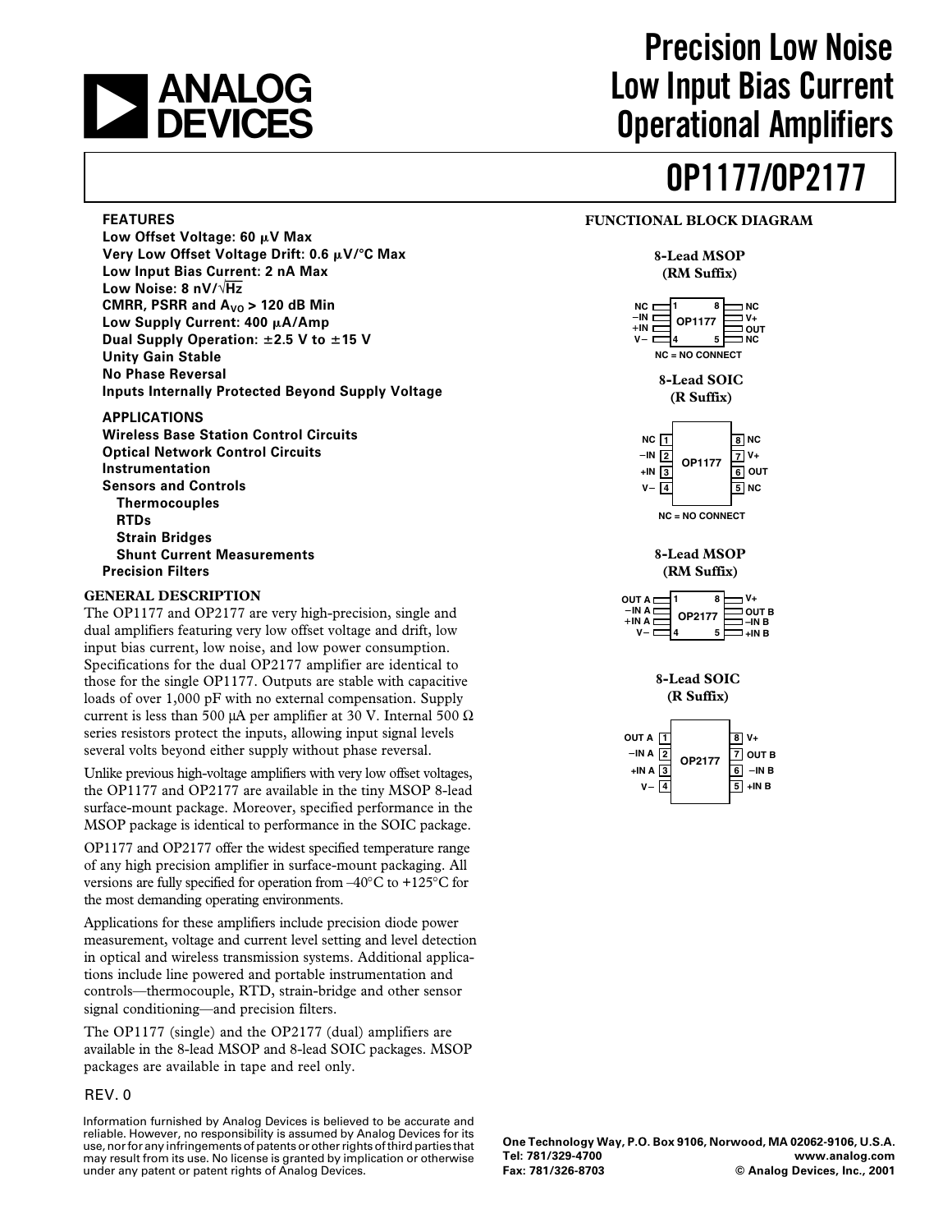# Precision Low Noise Low Input Bias Current Operational Amplifiers

# OP1177/OP2177

**FEATURES**

**Low Offset Voltage: 60 μV Max**
**Very Low Offset Voltage Drift: 0.6 μV/°C Max**
**Low Input Bias Current: 2 nA Max**
**Low Noise: 8 nV/√Hz**
**CMRR, PSRR and $A_{VO}$ > 120 dB Min**
**Low Supply Current: 400 μA/Amp**
**Dual Supply Operation: ±2.5 V to ±15 V**
**Unity Gain Stable**
**No Phase Reversal**
**Inputs Internally Protected Beyond Supply Voltage**

**APPLICATIONS**

**Wireless Base Station Control Circuits**
**Optical Network Control Circuits**
**Instrumentation**
**Sensors and Controls**
- **Thermocouples**
- **RTDs**
- **Strain Bridges**
- **Shunt Current Measurements**

**Precision Filters**

**FUNCTIONAL BLOCK DIAGRAM**

**8-Lead MSOP (RM Suffix)**

OP1177: 1 NC, 2 –IN, 3 +IN, 4 V–, 5 NC, 6 OUT, 7 V+, 8 NC

NC = NO CONNECT

**8-Lead SOIC (R Suffix)**

OP1177: 1 NC, 2 –IN, 3 +IN, 4 V–, 5 NC, 6 OUT, 7 V+, 8 NC

NC = NO CONNECT

**8-Lead MSOP (RM Suffix)**

OP2177: 1 OUT A, 2 –IN A, 3 +IN A, 4 V–, 5 +IN B, 6 –IN B, 7 OUT B, 8 V+

**8-Lead SOIC (R Suffix)**

OP2177: 1 OUT A, 2 –IN A, 3 +IN A, 4 V–, 5 +IN B, 6 –IN B, 7 OUT B, 8 V+

## GENERAL DESCRIPTION

The OP1177 and OP2177 are very high-precision, single and dual amplifiers featuring very low offset voltage and drift, low input bias current, low noise, and low power consumption. Specifications for the dual OP2177 amplifier are identical to those for the single OP1177. Outputs are stable with capacitive loads of over 1,000 pF with no external compensation. Supply current is less than 500 μA per amplifier at 30 V. Internal 500 Ω series resistors protect the inputs, allowing input signal levels several volts beyond either supply without phase reversal.

Unlike previous high-voltage amplifiers with very low offset voltages, the OP1177 and OP2177 are available in the tiny MSOP 8-lead surface-mount package. Moreover, specified performance in the MSOP package is identical to performance in the SOIC package.

OP1177 and OP2177 offer the widest specified temperature range of any high precision amplifier in surface-mount packaging. All versions are fully specified for operation from –40°C to +125°C for the most demanding operating environments.

Applications for these amplifiers include precision diode power measurement, voltage and current level setting and level detection in optical and wireless transmission systems. Additional applications include line powered and portable instrumentation and controls—thermocouple, RTD, strain-bridge and other sensor signal conditioning—and precision filters.

The OP1177 (single) and the OP2177 (dual) amplifiers are available in the 8-lead MSOP and 8-lead SOIC packages. MSOP packages are available in tape and reel only.

REV. 0

Information furnished by Analog Devices is believed to be accurate and reliable. However, no responsibility is assumed by Analog Devices for its use, nor for any infringements of patents or other rights of third parties that may result from its use. No license is granted by implication or otherwise under any patent or patent rights of Analog Devices.

One Technology Way, P.O. Box 9106, Norwood, MA 02062-9106, U.S.A.
Tel: 781/329-4700 www.analog.com
Fax: 781/326-8703 © Analog Devices, Inc., 2001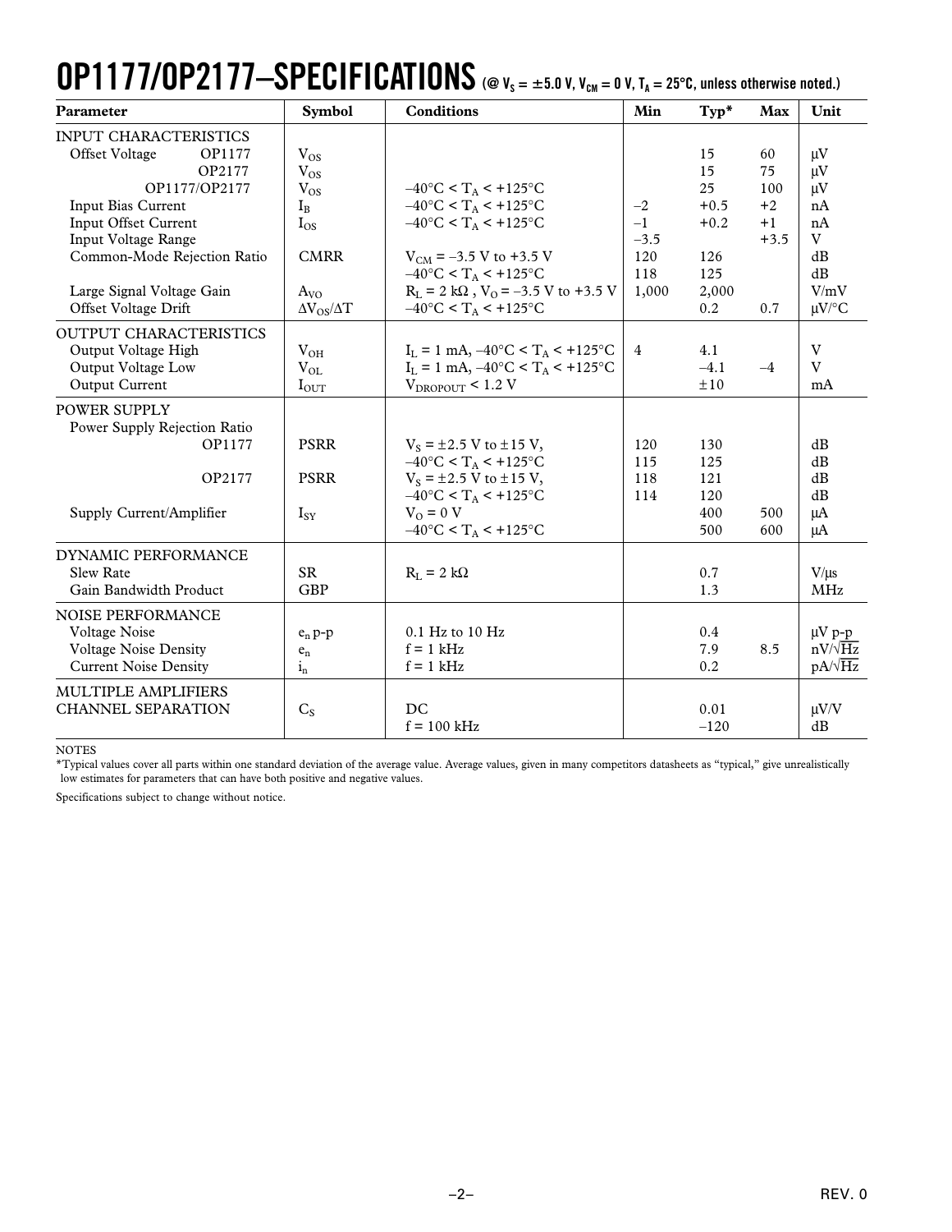# OP1177/OP2177–SPECIFICATIONS (@ $V_S$ = ±5.0 V, $V_{CM}$ = 0 V, $T_A$ = 25°C, unless otherwise noted.)

| Parameter | Symbol | Conditions | Min | Typ* | Max | Unit |
|---|---|---|---|---|---|---|
| INPUT CHARACTERISTICS | | | | | | |
| Offset Voltage OP1177 | $V_{OS}$ | | | 15 | 60 | μV |
| OP2177 | $V_{OS}$ | | | 15 | 75 | μV |
| OP1177/OP2177 | $V_{OS}$ | –40°C < $T_A$ < +125°C | | 25 | 100 | μV |
| Input Bias Current | $I_B$ | –40°C < $T_A$ < +125°C | –2 | +0.5 | +2 | nA |
| Input Offset Current | $I_{OS}$ | –40°C < $T_A$ < +125°C | –1 | +0.2 | +1 | nA |
| Input Voltage Range | | | –3.5 | | +3.5 | V |
| Common-Mode Rejection Ratio | CMRR | $V_{CM}$ = –3.5 V to +3.5 V | 120 | 126 | | dB |
| | | –40°C < $T_A$ < +125°C | 118 | 125 | | dB |
| Large Signal Voltage Gain | $A_{VO}$ | $R_L$ = 2 kΩ , $V_O$ = –3.5 V to +3.5 V | 1,000 | 2,000 | | V/mV |
| Offset Voltage Drift | $\Delta V_{OS}/\Delta T$ | –40°C < $T_A$ < +125°C | | 0.2 | 0.7 | μV/°C |
| OUTPUT CHARACTERISTICS | | | | | | |
| Output Voltage High | $V_{OH}$ | $I_L$ = 1 mA, –40°C < $T_A$ < +125°C | 4 | 4.1 | | V |
| Output Voltage Low | $V_{OL}$ | $I_L$ = 1 mA, –40°C < $T_A$ < +125°C | | –4.1 | –4 | V |
| Output Current | $I_{OUT}$ | $V_{DROPOUT}$ < 1.2 V | | ±10 | | mA |
| POWER SUPPLY | | | | | | |
| Power Supply Rejection Ratio | | | | | | |
| OP1177 | PSRR | $V_S$ = ±2.5 V to ±15 V, | 120 | 130 | | dB |
| | | –40°C < $T_A$ < +125°C | 115 | 125 | | dB |
| OP2177 | PSRR | $V_S$ = ±2.5 V to ±15 V, | 118 | 121 | | dB |
| | | –40°C < $T_A$ < +125°C | 114 | 120 | | dB |
| Supply Current/Amplifier | $I_{SY}$ | $V_O$ = 0 V | | 400 | 500 | μA |
| | | –40°C < $T_A$ < +125°C | | 500 | 600 | μA |
| DYNAMIC PERFORMANCE | | | | | | |
| Slew Rate | SR | $R_L$ = 2 kΩ | | 0.7 | | V/μs |
| Gain Bandwidth Product | GBP | | | 1.3 | | MHz |
| NOISE PERFORMANCE | | | | | | |
| Voltage Noise | $e_n$ p-p | 0.1 Hz to 10 Hz | | 0.4 | | μV p-p |
| Voltage Noise Density | $e_n$ | f = 1 kHz | | 7.9 | 8.5 | nV/√Hz |
| Current Noise Density | $i_n$ | f = 1 kHz | | 0.2 | | pA/√Hz |
| MULTIPLE AMPLIFIERS CHANNEL SEPARATION | $C_S$ | DC | | 0.01 | | μV/V |
| | | f = 100 kHz | | –120 | | dB |

NOTES

*Typical values cover all parts within one standard deviation of the average value. Average values, given in many competitors datasheets as "typical," give unrealistically low estimates for parameters that can have both positive and negative values.

Specifications subject to change without notice.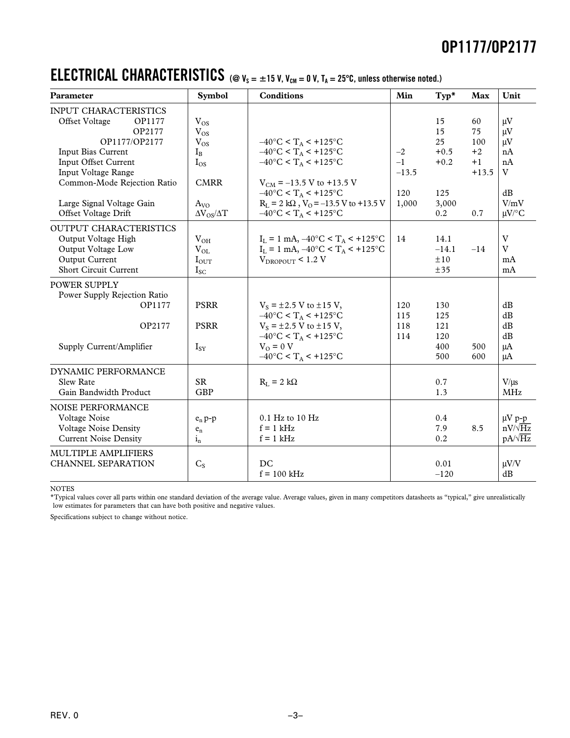## ELECTRICAL CHARACTERISTICS (@ $V_S$ = ±15 V, $V_{CM}$ = 0 V, $T_A$ = 25°C, unless otherwise noted.)

| Parameter | Symbol | Conditions | Min | Typ* | Max | Unit |
|---|---|---|---|---|---|---|
| INPUT CHARACTERISTICS | | | | | | |
| Offset Voltage OP1177 | $V_{OS}$ | | | 15 | 60 | μV |
| OP2177 | $V_{OS}$ | | | 15 | 75 | μV |
| OP1177/OP2177 | $V_{OS}$ | –40°C < $T_A$ < +125°C | | 25 | 100 | μV |
| Input Bias Current | $I_B$ | –40°C < $T_A$ < +125°C | –2 | +0.5 | +2 | nA |
| Input Offset Current | $I_{OS}$ | –40°C < $T_A$ < +125°C | –1 | +0.2 | +1 | nA |
| Input Voltage Range | | | –13.5 | | +13.5 | V |
| Common-Mode Rejection Ratio | CMRR | $V_{CM}$ = –13.5 V to +13.5 V | | | | |
| | | –40°C < $T_A$ < +125°C | 120 | 125 | | dB |
| Large Signal Voltage Gain | $A_{VO}$ | $R_L$ = 2 kΩ, $V_O$ = –13.5 V to +13.5 V | 1,000 | 3,000 | | V/mV |
| Offset Voltage Drift | $\Delta V_{OS}/\Delta T$ | –40°C < $T_A$ < +125°C | | 0.2 | 0.7 | μV/°C |
| OUTPUT CHARACTERISTICS | | | | | | |
| Output Voltage High | $V_{OH}$ | $I_L$ = 1 mA, –40°C < $T_A$ < +125°C | 14 | 14.1 | | V |
| Output Voltage Low | $V_{OL}$ | $I_L$ = 1 mA, –40°C < $T_A$ < +125°C | | –14.1 | –14 | V |
| Output Current | $I_{OUT}$ | $V_{DROPOUT}$ < 1.2 V | | ±10 | | mA |
| Short Circuit Current | $I_{SC}$ | | | ±35 | | mA |
| POWER SUPPLY | | | | | | |
| Power Supply Rejection Ratio | | | | | | |
| OP1177 | PSRR | $V_S$ = ±2.5 V to ±15 V, | 120 | 130 | | dB |
| | | –40°C < $T_A$ < +125°C | 115 | 125 | | dB |
| OP2177 | PSRR | $V_S$ = ±2.5 V to ±15 V, | 118 | 121 | | dB |
| | | –40°C < $T_A$ < +125°C | 114 | 120 | | dB |
| Supply Current/Amplifier | $I_{SY}$ | $V_O$ = 0 V | | 400 | 500 | μA |
| | | –40°C < $T_A$ < +125°C | | 500 | 600 | μA |
| DYNAMIC PERFORMANCE | | | | | | |
| Slew Rate | SR | $R_L$ = 2 kΩ | | 0.7 | | V/μs |
| Gain Bandwidth Product | GBP | | | 1.3 | | MHz |
| NOISE PERFORMANCE | | | | | | |
| Voltage Noise | $e_n$ p-p | 0.1 Hz to 10 Hz | | 0.4 | | μV p-p |
| Voltage Noise Density | $e_n$ | f = 1 kHz | | 7.9 | 8.5 | nV/√Hz |
| Current Noise Density | $i_n$ | f = 1 kHz | | 0.2 | | pA/√Hz |
| MULTIPLE AMPLIFIERS CHANNEL SEPARATION | $C_S$ | DC | | 0.01 | | μV/V |
| | | f = 100 kHz | | –120 | | dB |

NOTES

*Typical values cover all parts within one standard deviation of the average value. Average values, given in many competitors datasheets as "typical," give unrealistically low estimates for parameters that can have both positive and negative values.

Specifications subject to change without notice.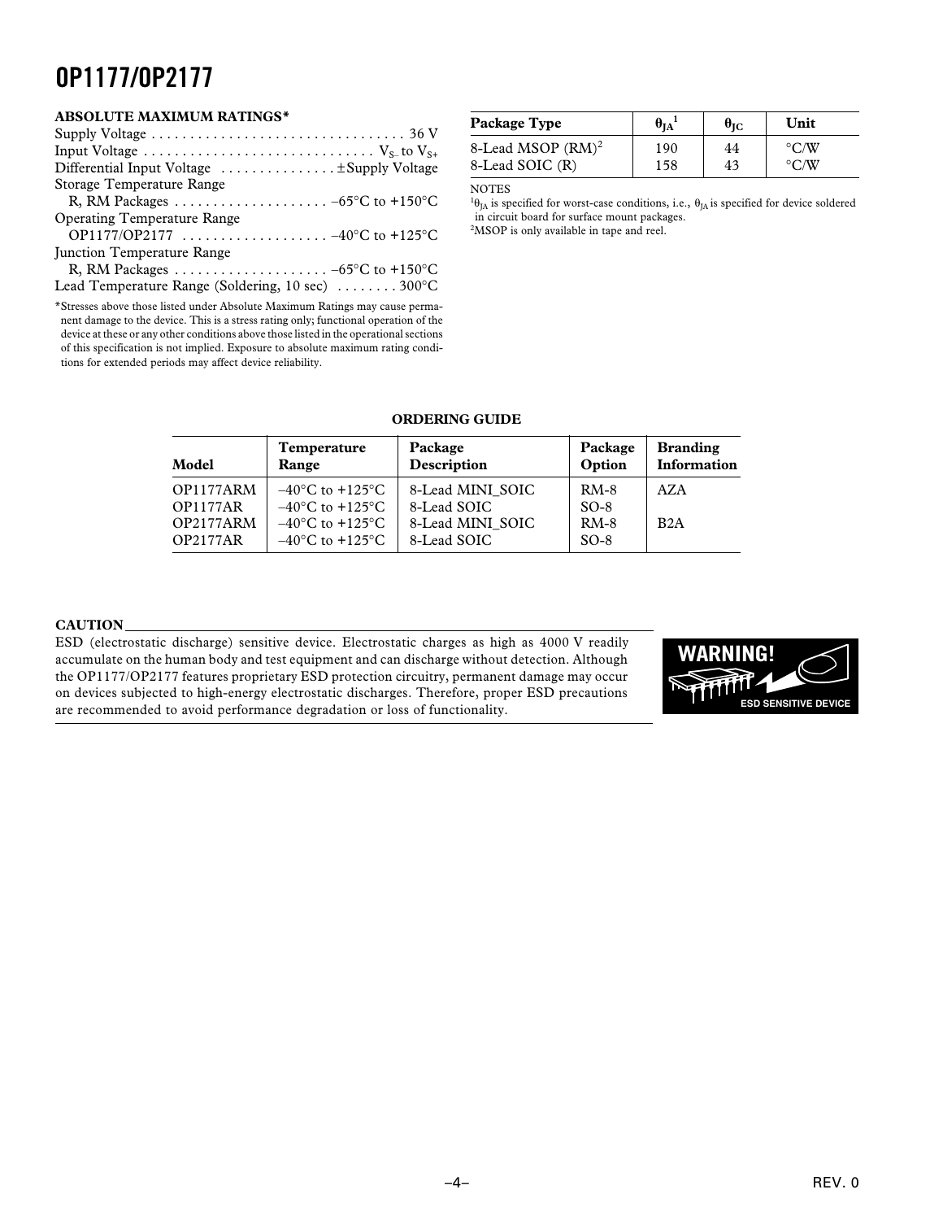## ABSOLUTE MAXIMUM RATINGS*

Supply Voltage . . . . . . . . . . . . . . . . . . . . . . . . . . . . . . . . . 36 V
Input Voltage . . . . . . . . . . . . . . . . . . . . . . . . . . . . . $V_{S-}$ to $V_{S+}$
Differential Input Voltage . . . . . . . . . . . . . . . ±Supply Voltage
Storage Temperature Range
 R, RM Packages . . . . . . . . . . . . . . . . . . . . –65°C to +150°C
Operating Temperature Range
 OP1177/OP2177 . . . . . . . . . . . . . . . . . . . –40°C to +125°C
Junction Temperature Range
 R, RM Packages . . . . . . . . . . . . . . . . . . . . –65°C to +150°C
Lead Temperature Range (Soldering, 10 sec) . . . . . . . . 300°C

*Stresses above those listed under Absolute Maximum Ratings may cause permanent damage to the device. This is a stress rating only; functional operation of the device at these or any other conditions above those listed in the operational sections of this specification is not implied. Exposure to absolute maximum rating conditions for extended periods may affect device reliability.

| Package Type | $\theta_{JA}$[1] | $\theta_{JC}$ | Unit |
|---|---|---|---|
| 8-Lead MSOP (RM)[2] | 190 | 44 | °C/W |
| 8-Lead SOIC (R) | 158 | 43 | °C/W |

NOTES
[1] $\theta_{JA}$ is specified for worst-case conditions, i.e., $\theta_{JA}$ is specified for device soldered in circuit board for surface mount packages.
[2] MSOP is only available in tape and reel.

## ORDERING GUIDE

| Model | Temperature Range | Package Description | Package Option | Branding Information |
|---|---|---|---|---|
| OP1177ARM | –40°C to +125°C | 8-Lead MINI_SOIC | RM-8 | AZA |
| OP1177AR | –40°C to +125°C | 8-Lead SOIC | SO-8 | |
| OP2177ARM | –40°C to +125°C | 8-Lead MINI_SOIC | RM-8 | B2A |
| OP2177AR | –40°C to +125°C | 8-Lead SOIC | SO-8 | |

## CAUTION

ESD (electrostatic discharge) sensitive device. Electrostatic charges as high as 4000 V readily accumulate on the human body and test equipment and can discharge without detection. Although the OP1177/OP2177 features proprietary ESD protection circuitry, permanent damage may occur on devices subjected to high-energy electrostatic discharges. Therefore, proper ESD precautions are recommended to avoid performance degradation or loss of functionality.

WARNING!
ESD SENSITIVE DEVICE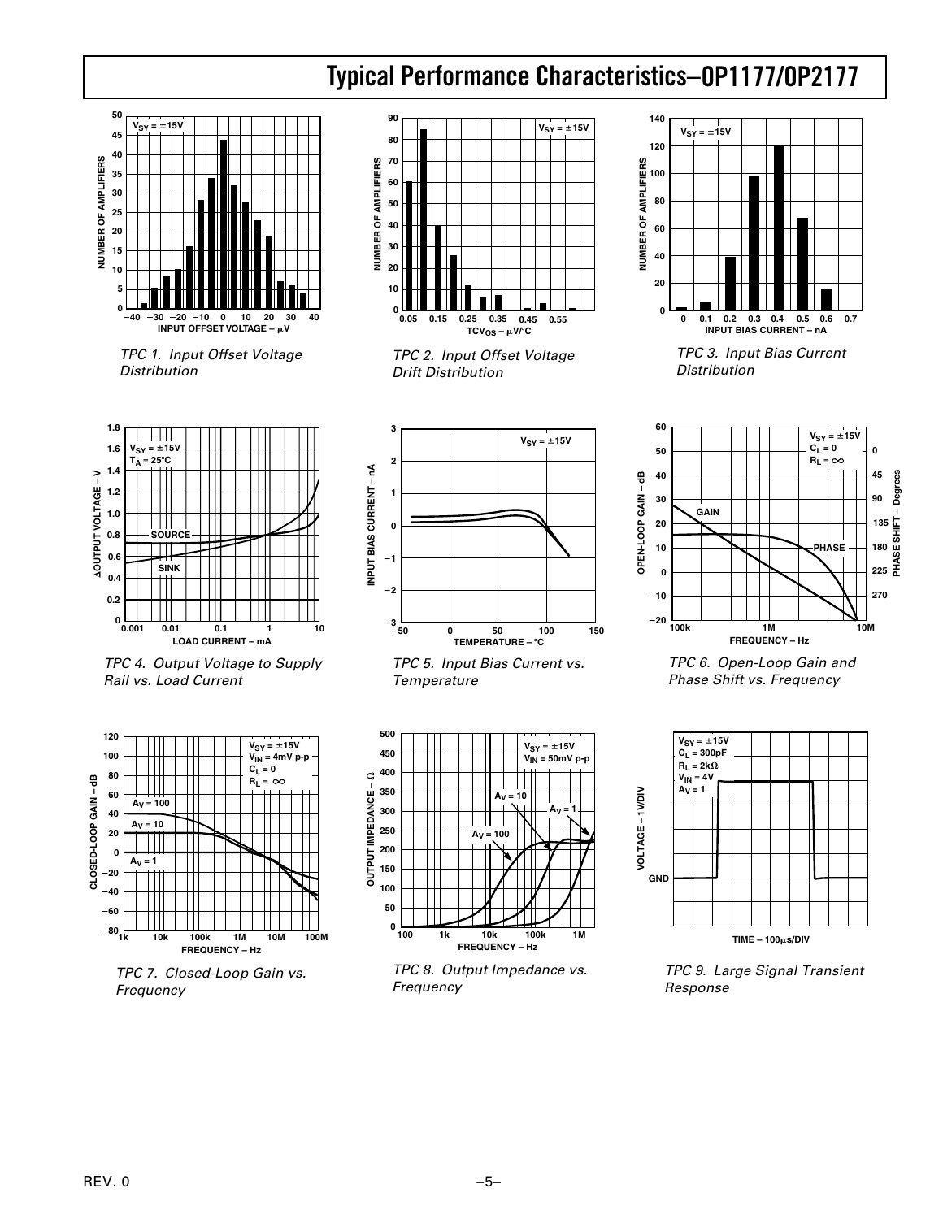# Typical Performance Characteristics–OP1177/OP2177

TPC 1. Input Offset Voltage Distribution

TPC 2. Input Offset Voltage Drift Distribution

TPC 3. Input Bias Current Distribution

TPC 4. Output Voltage to Supply Rail vs. Load Current

TPC 5. Input Bias Current vs. Temperature

TPC 6. Open-Loop Gain and Phase Shift vs. Frequency

TPC 7. Closed-Loop Gain vs. Frequency

TPC 8. Output Impedance vs. Frequency

TPC 9. Large Signal Transient Response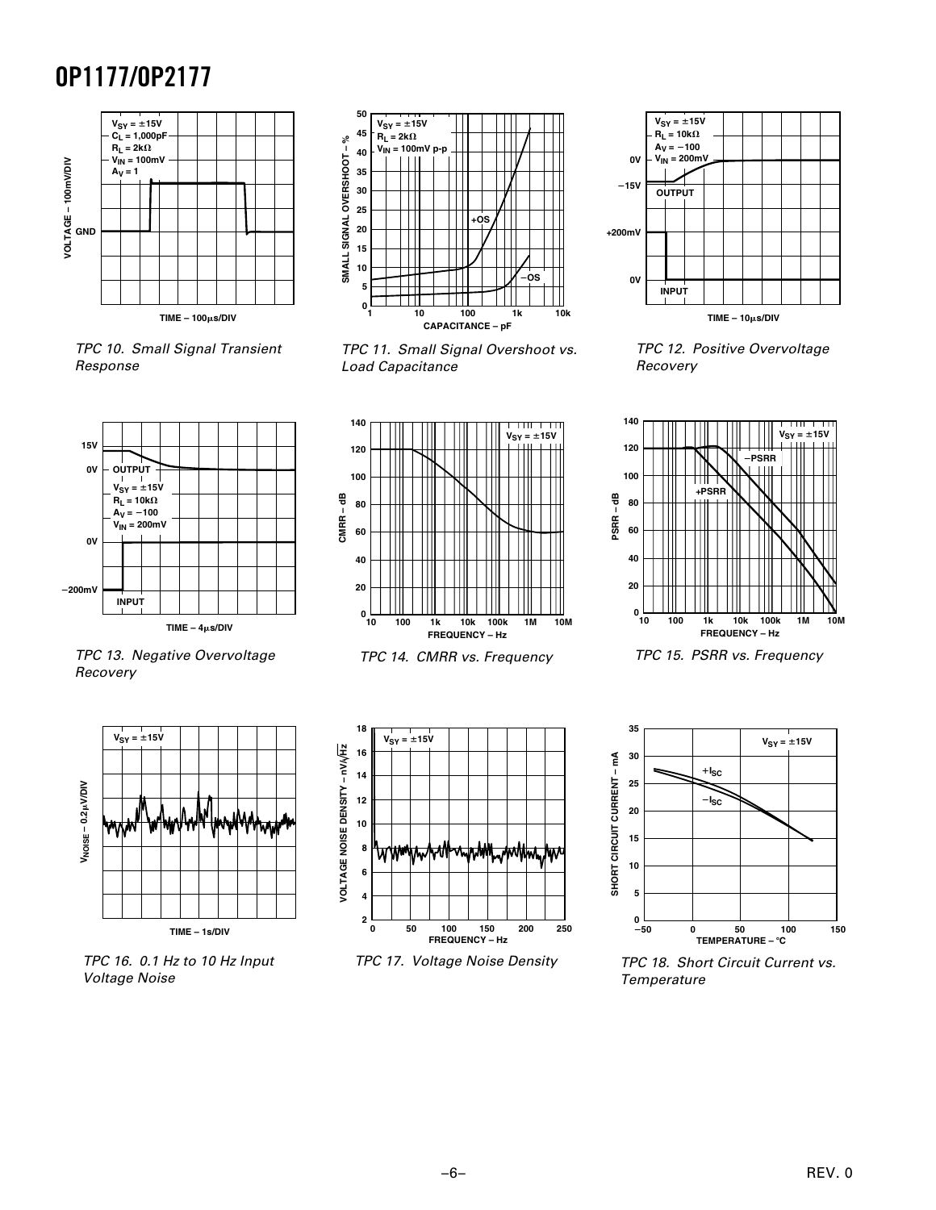TPC 10. Small Signal Transient Response

TPC 11. Small Signal Overshoot vs. Load Capacitance

TPC 12. Positive Overvoltage Recovery

TPC 13. Negative Overvoltage Recovery

TPC 14. CMRR vs. Frequency

TPC 15. PSRR vs. Frequency

TPC 16. 0.1 Hz to 10 Hz Input Voltage Noise

TPC 17. Voltage Noise Density

TPC 18. Short Circuit Current vs. Temperature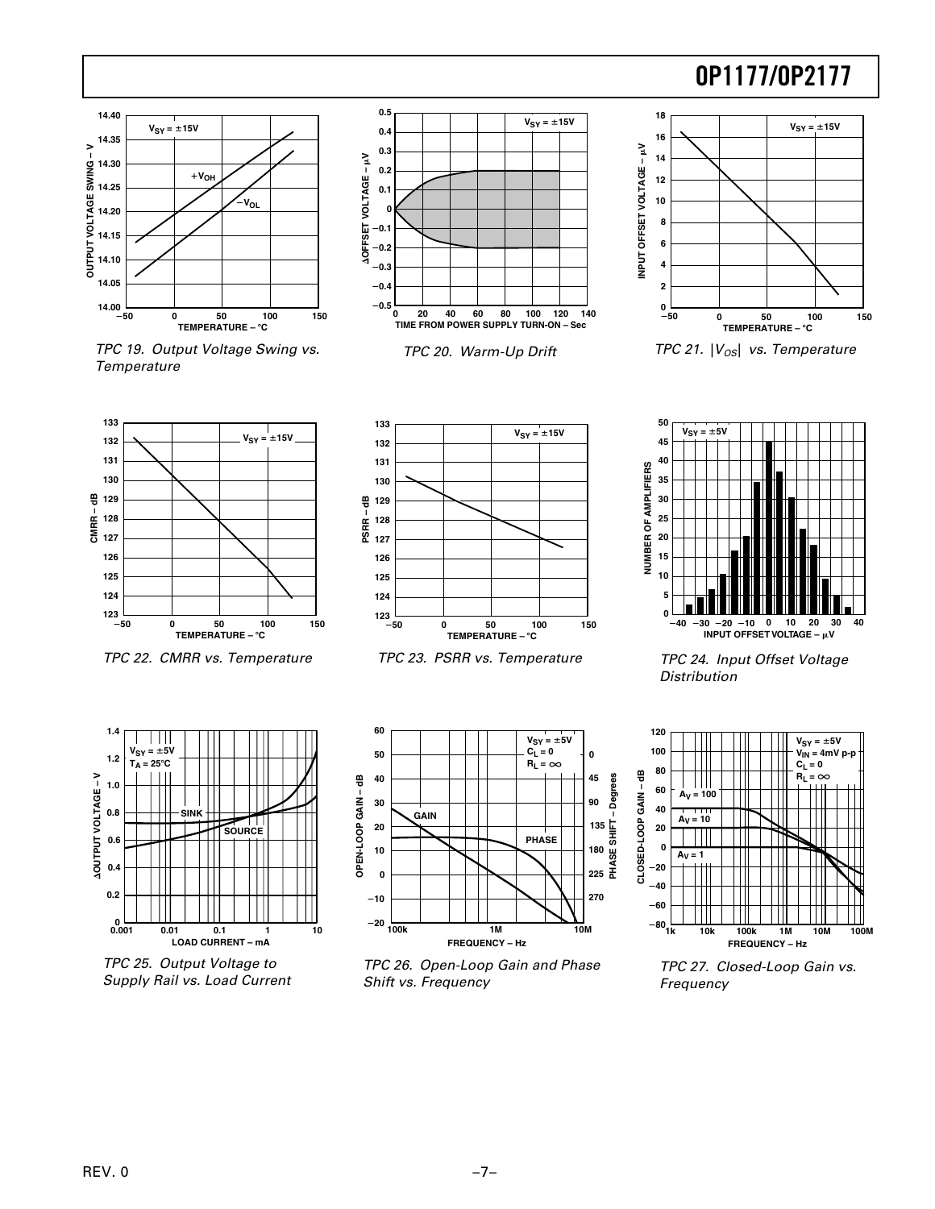TPC 19. Output Voltage Swing vs. Temperature

TPC 20. Warm-Up Drift

TPC 21. $|V_{OS}|$ vs. Temperature

TPC 22. CMRR vs. Temperature

TPC 23. PSRR vs. Temperature

TPC 24. Input Offset Voltage Distribution

TPC 25. Output Voltage to Supply Rail vs. Load Current

TPC 26. Open-Loop Gain and Phase Shift vs. Frequency

TPC 27. Closed-Loop Gain vs. Frequency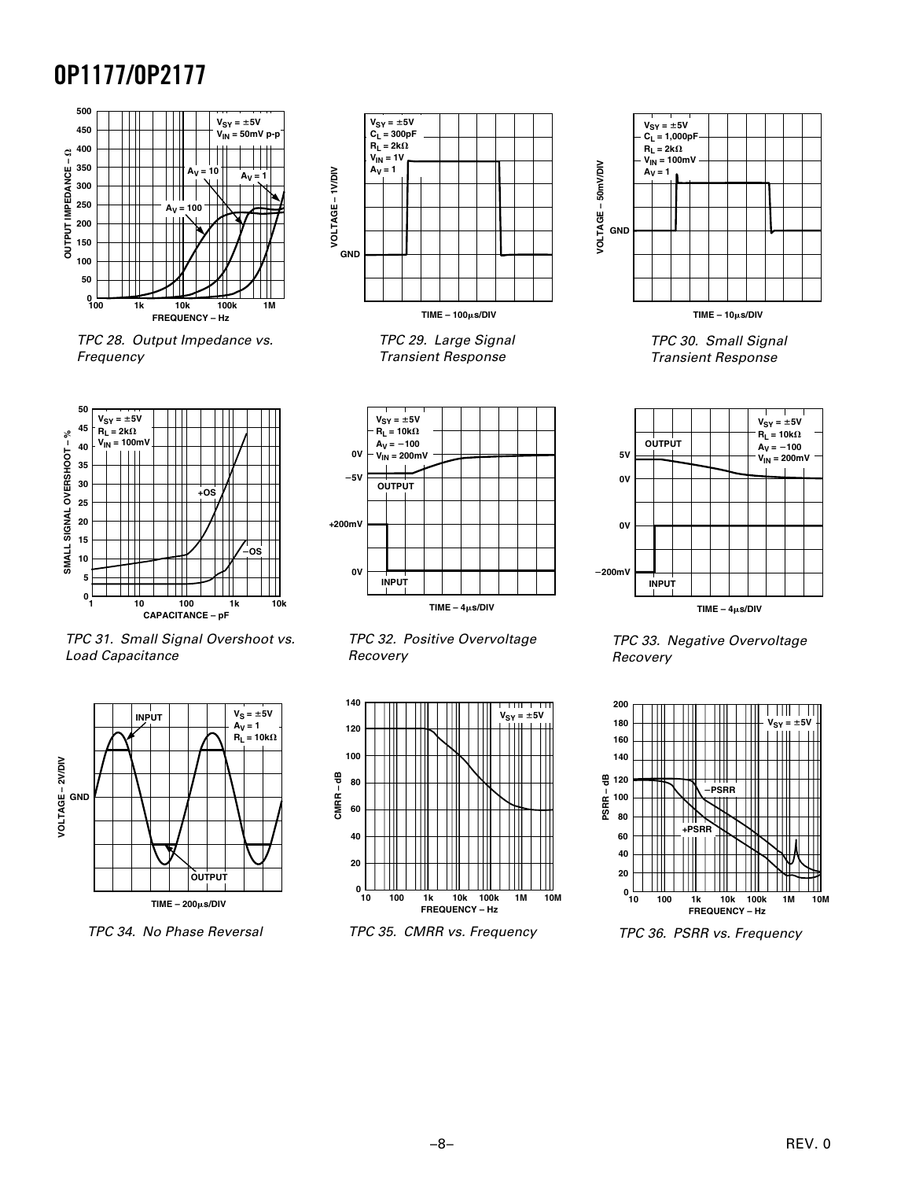TPC 28. Output Impedance vs. Frequency

TPC 29. Large Signal Transient Response

TPC 30. Small Signal Transient Response

TPC 31. Small Signal Overshoot vs. Load Capacitance

TPC 32. Positive Overvoltage Recovery

TPC 33. Negative Overvoltage Recovery

TPC 34. No Phase Reversal

TPC 35. CMRR vs. Frequency

TPC 36. PSRR vs. Frequency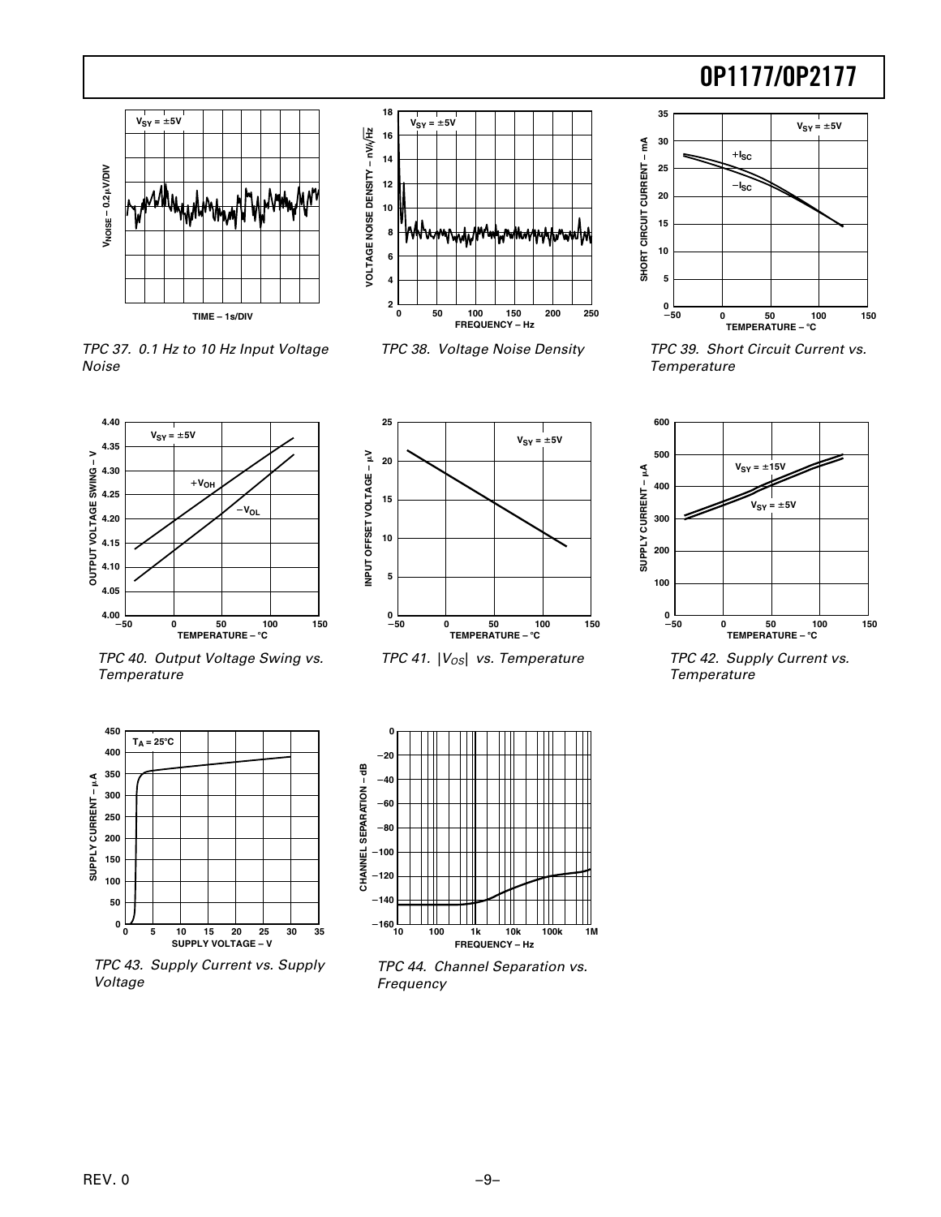TPC 37. 0.1 Hz to 10 Hz Input Voltage Noise

TPC 38. Voltage Noise Density

TPC 39. Short Circuit Current vs. Temperature

TPC 40. Output Voltage Swing vs. Temperature

TPC 41. $|V_{OS}|$ vs. Temperature

TPC 42. Supply Current vs. Temperature

TPC 43. Supply Current vs. Supply Voltage

TPC 44. Channel Separation vs. Frequency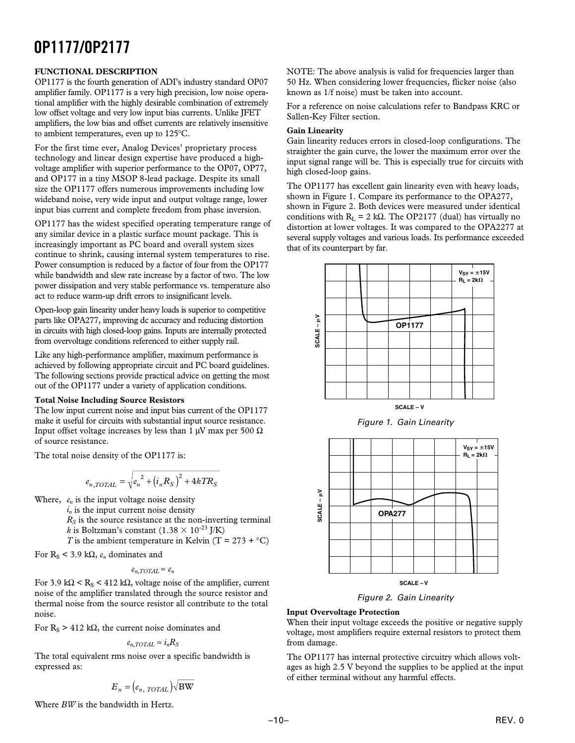## FUNCTIONAL DESCRIPTION

OP1177 is the fourth generation of ADI's industry standard OP07 amplifier family. OP1177 is a very high precision, low noise operational amplifier with the highly desirable combination of extremely low offset voltage and very low input bias currents. Unlike JFET amplifiers, the low bias and offset currents are relatively insensitive to ambient temperatures, even up to 125°C.

For the first time ever, Analog Devices' proprietary process technology and linear design expertise have produced a high-voltage amplifier with superior performance to the OP07, OP77, and OP177 in a tiny MSOP 8-lead package. Despite its small size the OP1177 offers numerous improvements including low wideband noise, very wide input and output voltage range, lower input bias current and complete freedom from phase inversion.

OP1177 has the widest specified operating temperature range of any similar device in a plastic surface mount package. This is increasingly important as PC board and overall system sizes continue to shrink, causing internal system temperatures to rise. Power consumption is reduced by a factor of four from the OP177 while bandwidth and slew rate increase by a factor of two. The low power dissipation and very stable performance vs. temperature also act to reduce warm-up drift errors to insignificant levels.

Open-loop gain linearity under heavy loads is superior to competitive parts like OPA277, improving dc accuracy and reducing distortion in circuits with high closed-loop gains. Inputs are internally protected from overvoltage conditions referenced to either supply rail.

Like any high-performance amplifier, maximum performance is achieved by following appropriate circuit and PC board guidelines. The following sections provide practical advice on getting the most out of the OP1177 under a variety of application conditions.

### Total Noise Including Source Resistors

The low input current noise and input bias current of the OP1177 make it useful for circuits with substantial input source resistance. Input offset voltage increases by less than 1 µV max per 500 Ω of source resistance.

The total noise density of the OP1177 is:

$$e_{n,TOTAL} = \sqrt{e_n^{\,2} + (i_n R_S)^2 + 4kTR_S}$$

Where, $e_n$ is the input voltage noise density
$i_n$ is the input current noise density
$R_S$ is the source resistance at the non-inverting terminal
$k$ is Boltzman's constant ($1.38 \times 10^{-23}$ J/K)
$T$ is the ambient temperature in Kelvin (T = 273 + °C)

For $R_S$ < 3.9 kΩ, $e_n$ dominates and

$$e_{n,TOTAL} \approx e_n$$

For 3.9 kΩ < $R_S$ < 412 kΩ, voltage noise of the amplifier, current noise of the amplifier translated through the source resistor and thermal noise from the source resistor all contribute to the total noise.

For $R_S$ > 412 kΩ, the current noise dominates and

$$e_{n,TOTAL} \approx i_n R_S$$

The total equivalent rms noise over a specific bandwidth is expressed as:

$$E_n = (e_{n,\,TOTAL})\sqrt{\text{BW}}$$

Where *BW* is the bandwidth in Hertz.

NOTE: The above analysis is valid for frequencies larger than 50 Hz. When considering lower frequencies, flicker noise (also known as 1/f noise) must be taken into account.

For a reference on noise calculations refer to Bandpass KRC or Sallen-Key Filter section.

### Gain Linearity

Gain linearity reduces errors in closed-loop configurations. The straighter the gain curve, the lower the maximum error over the input signal range will be. This is especially true for circuits with high closed-loop gains.

The OP1177 has excellent gain linearity even with heavy loads, shown in Figure 1. Compare its performance to the OPA277, shown in Figure 2. Both devices were measured under identical conditions with $R_L$ = 2 kΩ. The OP2177 (dual) has virtually no distortion at lower voltages. It was compared to the OPA2277 at several supply voltages and various loads. Its performance exceeded that of its counterpart by far.

*Figure 1. Gain Linearity*

*Figure 2. Gain Linearity*

### Input Overvoltage Protection

When their input voltage exceeds the positive or negative supply voltage, most amplifiers require external resistors to protect them from damage.

The OP1177 has internal protective circuitry which allows voltages as high 2.5 V beyond the supplies to be applied at the input of either terminal without any harmful effects.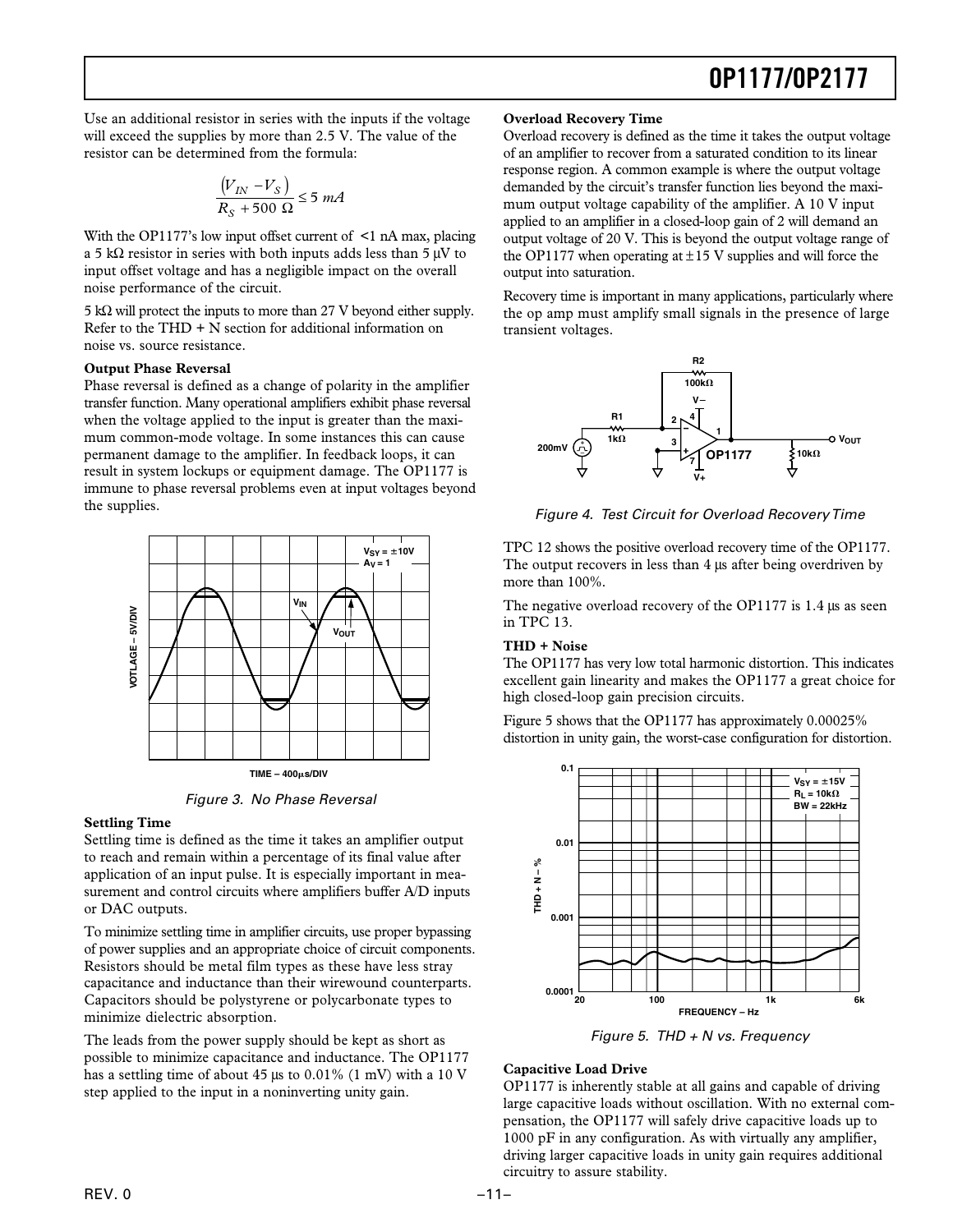Use an additional resistor in series with the inputs if the voltage will exceed the supplies by more than 2.5 V. The value of the resistor can be determined from the formula:

$$\frac{(V_{IN} - V_S)}{R_S + 500\ \Omega} \leq 5\ mA$$

With the OP1177's low input offset current of <1 nA max, placing a 5 kΩ resistor in series with both inputs adds less than 5 μV to input offset voltage and has a negligible impact on the overall noise performance of the circuit.

5 kΩ will protect the inputs to more than 27 V beyond either supply. Refer to the THD + N section for additional information on noise vs. source resistance.

**Output Phase Reversal**

Phase reversal is defined as a change of polarity in the amplifier transfer function. Many operational amplifiers exhibit phase reversal when the voltage applied to the input is greater than the maximum common-mode voltage. In some instances this can cause permanent damage to the amplifier. In feedback loops, it can result in system lockups or equipment damage. The OP1177 is immune to phase reversal problems even at input voltages beyond the supplies.

*Figure 3. No Phase Reversal*

**Settling Time**

Settling time is defined as the time it takes an amplifier output to reach and remain within a percentage of its final value after application of an input pulse. It is especially important in measurement and control circuits where amplifiers buffer A/D inputs or DAC outputs.

To minimize settling time in amplifier circuits, use proper bypassing of power supplies and an appropriate choice of circuit components. Resistors should be metal film types as these have less stray capacitance and inductance than their wirewound counterparts. Capacitors should be polystyrene or polycarbonate types to minimize dielectric absorption.

The leads from the power supply should be kept as short as possible to minimize capacitance and inductance. The OP1177 has a settling time of about 45 μs to 0.01% (1 mV) with a 10 V step applied to the input in a noninverting unity gain.

**Overload Recovery Time**

Overload recovery is defined as the time it takes the output voltage of an amplifier to recover from a saturated condition to its linear response region. A common example is where the output voltage demanded by the circuit's transfer function lies beyond the maximum output voltage capability of the amplifier. A 10 V input applied to an amplifier in a closed-loop gain of 2 will demand an output voltage of 20 V. This is beyond the output voltage range of the OP1177 when operating at ±15 V supplies and will force the output into saturation.

Recovery time is important in many applications, particularly where the op amp must amplify small signals in the presence of large transient voltages.

*Figure 4. Test Circuit for Overload Recovery Time*

TPC 12 shows the positive overload recovery time of the OP1177. The output recovers in less than 4 μs after being overdriven by more than 100%.

The negative overload recovery of the OP1177 is 1.4 μs as seen in TPC 13.

**THD + Noise**

The OP1177 has very low total harmonic distortion. This indicates excellent gain linearity and makes the OP1177 a great choice for high closed-loop gain precision circuits.

Figure 5 shows that the OP1177 has approximately 0.00025% distortion in unity gain, the worst-case configuration for distortion.

*Figure 5. THD + N vs. Frequency*

**Capacitive Load Drive**

OP1177 is inherently stable at all gains and capable of driving large capacitive loads without oscillation. With no external compensation, the OP1177 will safely drive capacitive loads up to 1000 pF in any configuration. As with virtually any amplifier, driving larger capacitive loads in unity gain requires additional circuitry to assure stability.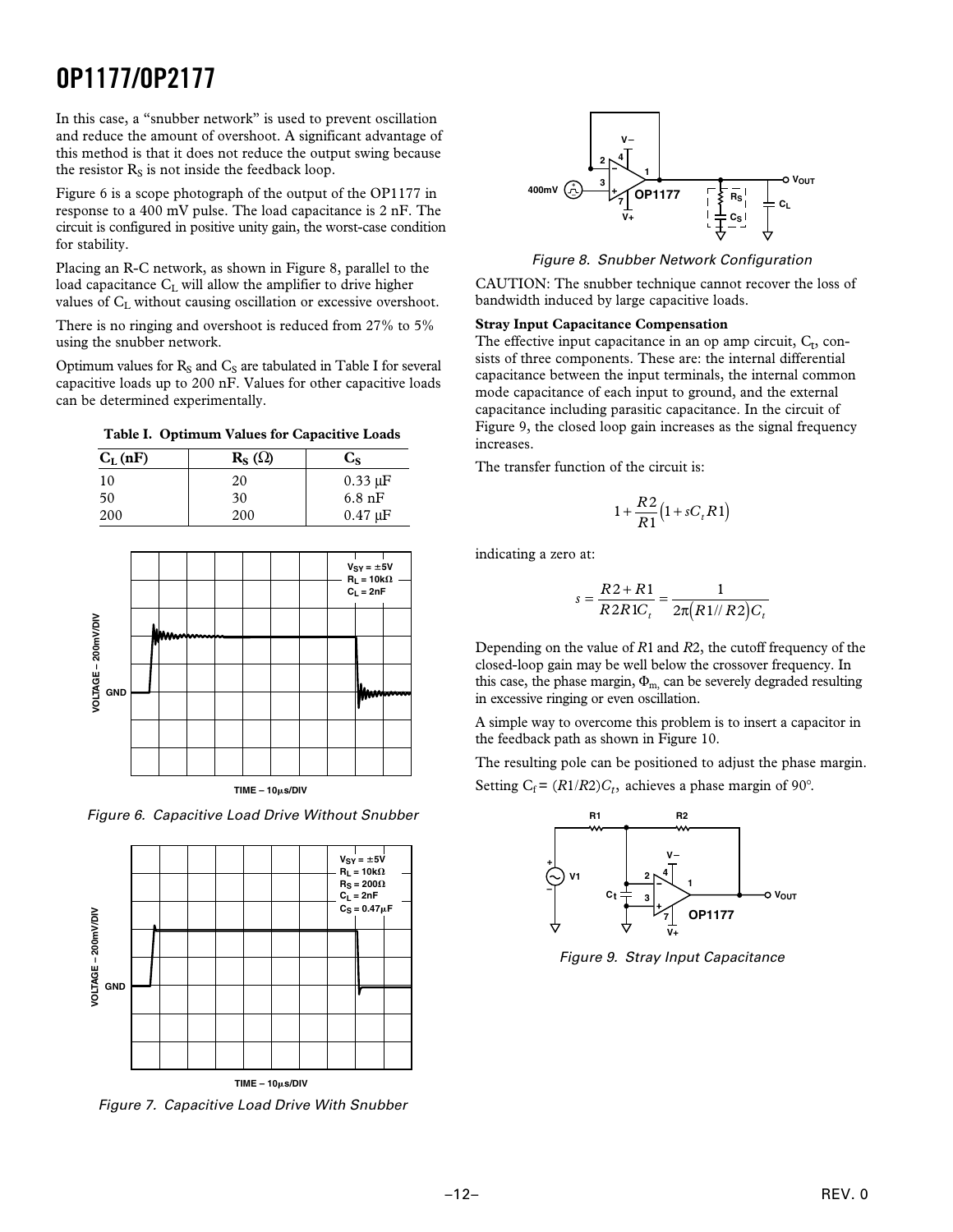In this case, a "snubber network" is used to prevent oscillation and reduce the amount of overshoot. A significant advantage of this method is that it does not reduce the output swing because the resistor $R_S$ is not inside the feedback loop.

Figure 6 is a scope photograph of the output of the OP1177 in response to a 400 mV pulse. The load capacitance is 2 nF. The circuit is configured in positive unity gain, the worst-case condition for stability.

Placing an R-C network, as shown in Figure 8, parallel to the load capacitance $C_L$ will allow the amplifier to drive higher values of $C_L$ without causing oscillation or excessive overshoot.

There is no ringing and overshoot is reduced from 27% to 5% using the snubber network.

Optimum values for $R_S$ and $C_S$ are tabulated in Table I for several capacitive loads up to 200 nF. Values for other capacitive loads can be determined experimentally.

**Table I. Optimum Values for Capacitive Loads**

| $C_L$ (nF) | $R_S$ (Ω) | $C_S$ |
|---|---|---|
| 10 | 20 | 0.33 μF |
| 50 | 30 | 6.8 nF |
| 200 | 200 | 0.47 μF |

Figure 6. Capacitive Load Drive Without Snubber

Figure 7. Capacitive Load Drive With Snubber

Figure 8. Snubber Network Configuration

CAUTION: The snubber technique cannot recover the loss of bandwidth induced by large capacitive loads.

**Stray Input Capacitance Compensation**

The effective input capacitance in an op amp circuit, $C_t$, consists of three components. These are: the internal differential capacitance between the input terminals, the internal common mode capacitance of each input to ground, and the external capacitance including parasitic capacitance. In the circuit of Figure 9, the closed loop gain increases as the signal frequency increases.

The transfer function of the circuit is:

$$1+\frac{R2}{R1}\left(1+sC_tR1\right)$$

indicating a zero at:

$$s=\frac{R2+R1}{R2R1C_t}=\frac{1}{2\pi\left(R1//R2\right)C_t}$$

Depending on the value of $R1$ and $R2$, the cutoff frequency of the closed-loop gain may be well below the crossover frequency. In this case, the phase margin, $\Phi_m$, can be severely degraded resulting in excessive ringing or even oscillation.

A simple way to overcome this problem is to insert a capacitor in the feedback path as shown in Figure 10.

The resulting pole can be positioned to adjust the phase margin.

Setting $C_f = (R1/R2)C_t$, achieves a phase margin of 90°.

Figure 9. Stray Input Capacitance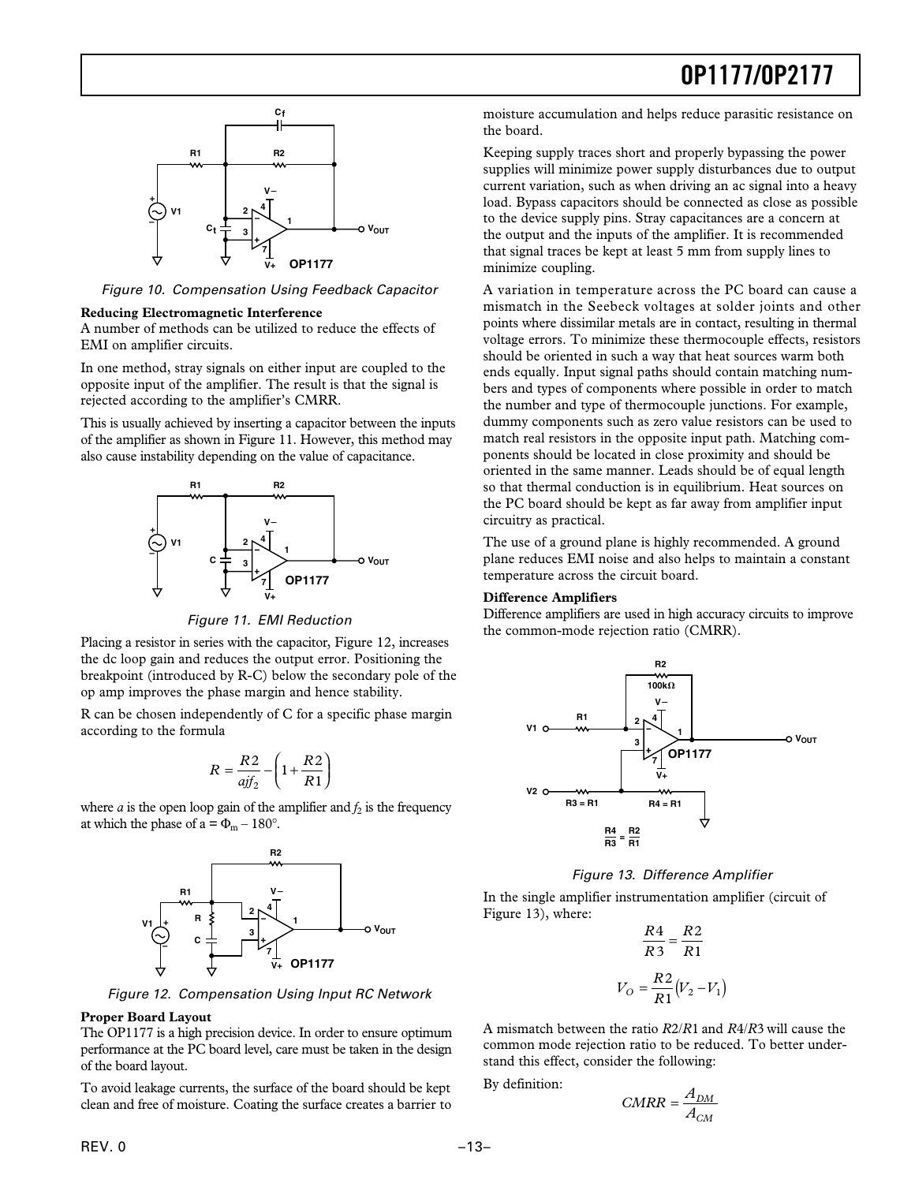Figure 10. Compensation Using Feedback Capacitor

**Reducing Electromagnetic Interference**

A number of methods can be utilized to reduce the effects of EMI on amplifier circuits.

In one method, stray signals on either input are coupled to the opposite input of the amplifier. The result is that the signal is rejected according to the amplifier's CMRR.

This is usually achieved by inserting a capacitor between the inputs of the amplifier as shown in Figure 11. However, this method may also cause instability depending on the value of capacitance.

Figure 11. EMI Reduction

Placing a resistor in series with the capacitor, Figure 12, increases the dc loop gain and reduces the output error. Positioning the breakpoint (introduced by R-C) below the secondary pole of the op amp improves the phase margin and hence stability.

R can be chosen independently of C for a specific phase margin according to the formula

$$R = \frac{R2}{ajf_2} - \left(1 + \frac{R2}{R1}\right)$$

where $a$ is the open loop gain of the amplifier and $f_2$ is the frequency at which the phase of a = $\Phi_m - 180°$.

Figure 12. Compensation Using Input RC Network

**Proper Board Layout**

The OP1177 is a high precision device. In order to ensure optimum performance at the PC board level, care must be taken in the design of the board layout.

To avoid leakage currents, the surface of the board should be kept clean and free of moisture. Coating the surface creates a barrier to moisture accumulation and helps reduce parasitic resistance on the board.

Keeping supply traces short and properly bypassing the power supplies will minimize power supply disturbances due to output current variation, such as when driving an ac signal into a heavy load. Bypass capacitors should be connected as close as possible to the device supply pins. Stray capacitances are a concern at the output and the inputs of the amplifier. It is recommended that signal traces be kept at least 5 mm from supply lines to minimize coupling.

A variation in temperature across the PC board can cause a mismatch in the Seebeck voltages at solder joints and other points where dissimilar metals are in contact, resulting in thermal voltage errors. To minimize these thermocouple effects, resistors should be oriented in such a way that heat sources warm both ends equally. Input signal paths should contain matching numbers and types of components where possible in order to match the number and type of thermocouple junctions. For example, dummy components such as zero value resistors can be used to match real resistors in the opposite input path. Matching components should be located in close proximity and should be oriented in the same manner. Leads should be of equal length so that thermal conduction is in equilibrium. Heat sources on the PC board should be kept as far away from amplifier input circuitry as practical.

The use of a ground plane is highly recommended. A ground plane reduces EMI noise and also helps to maintain a constant temperature across the circuit board.

**Difference Amplifiers**

Difference amplifiers are used in high accuracy circuits to improve the common-mode rejection ratio (CMRR).

Figure 13. Difference Amplifier

In the single amplifier instrumentation amplifier (circuit of Figure 13), where:

$$\frac{R4}{R3} = \frac{R2}{R1}$$

$$V_O = \frac{R2}{R1}\left(V_2 - V_1\right)$$

A mismatch between the ratio $R2/R1$ and $R4/R3$ will cause the common mode rejection ratio to be reduced. To better understand this effect, consider the following:

By definition:

$$CMRR = \frac{A_{DM}}{A_{CM}}$$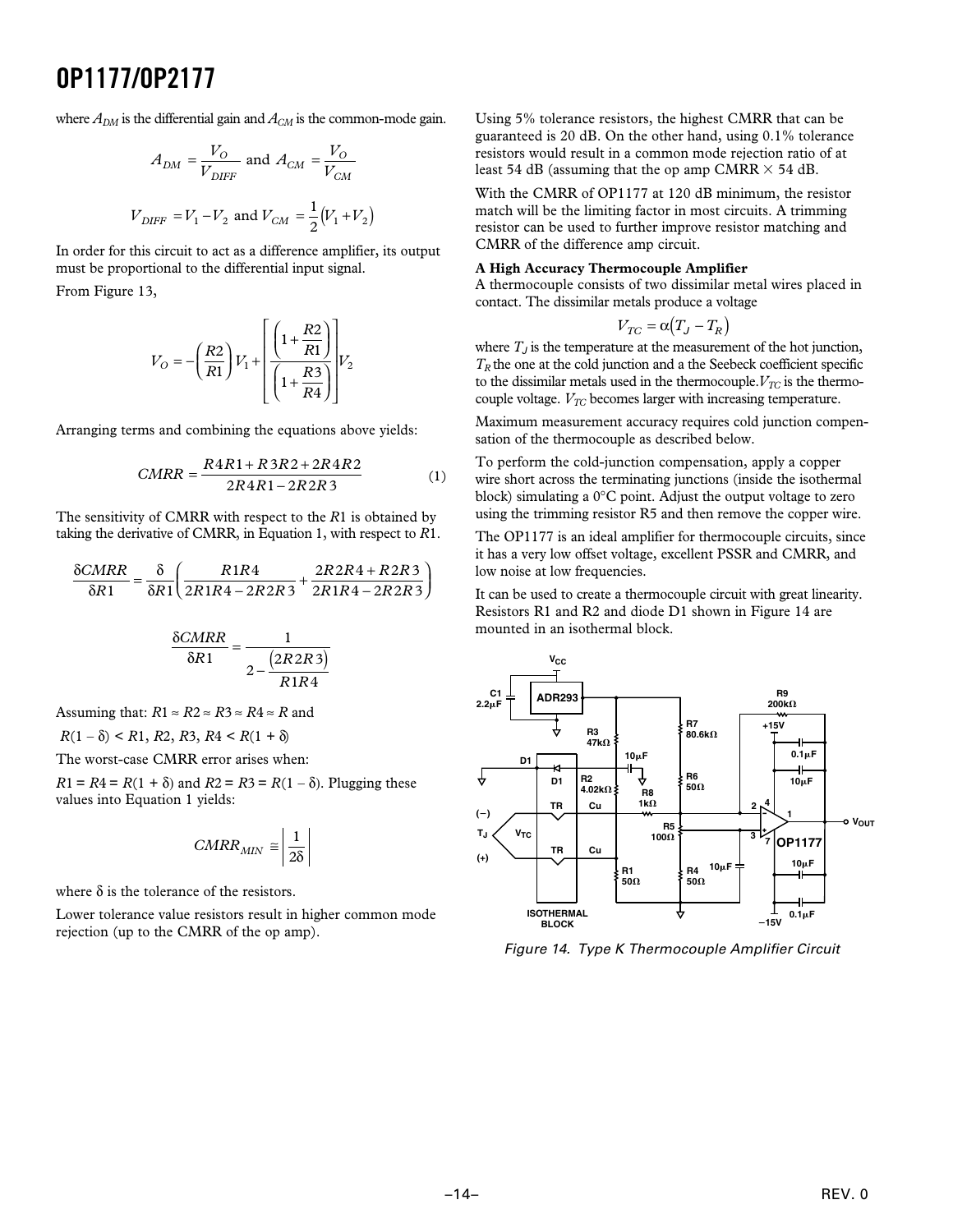where $A_{DM}$ is the differential gain and $A_{CM}$ is the common-mode gain.

$$A_{DM} = \frac{V_O}{V_{DIFF}} \text{ and } A_{CM} = \frac{V_O}{V_{CM}}$$

$$V_{DIFF} = V_1 - V_2 \text{ and } V_{CM} = \frac{1}{2}\left(V_1 + V_2\right)$$

In order for this circuit to act as a difference amplifier, its output must be proportional to the differential input signal.

From Figure 13,

$$V_O = -\left(\frac{R2}{R1}\right)V_1 + \left[\frac{\left(1+\dfrac{R2}{R1}\right)}{\left(1+\dfrac{R3}{R4}\right)}\right]V_2$$

Arranging terms and combining the equations above yields:

$$CMRR = \frac{R4R1 + R3R2 + 2R4R2}{2R4R1 - 2R2R3} \qquad (1)$$

The sensitivity of CMRR with respect to the $R1$ is obtained by taking the derivative of CMRR, in Equation 1, with respect to $R1$.

$$\frac{\delta CMRR}{\delta R1} = \frac{\delta}{\delta R1}\left(\frac{R1R4}{2R1R4 - 2R2R3} + \frac{2R2R4 + R2R3}{2R1R4 - 2R2R3}\right)$$

$$\frac{\delta CMRR}{\delta R1} = \frac{1}{2 - \dfrac{\left(2R2R3\right)}{R1R4}}$$

Assuming that: $R1 \approx R2 \approx R3 \approx R4 \approx R$ and

$R(1 - \delta) < R1, R2, R3, R4 < R(1 + \delta)$

The worst-case CMRR error arises when:

$R1 = R4 = R(1 + \delta)$ and $R2 = R3 = R(1 - \delta)$. Plugging these values into Equation 1 yields:

$$CMRR_{MIN} \cong \left|\frac{1}{2\delta}\right|$$

where $\delta$ is the tolerance of the resistors.

Lower tolerance value resistors result in higher common mode rejection (up to the CMRR of the op amp).

Using 5% tolerance resistors, the highest CMRR that can be guaranteed is 20 dB. On the other hand, using 0.1% tolerance resistors would result in a common mode rejection ratio of at least 54 dB (assuming that the op amp CMRR × 54 dB.

With the CMRR of OP1177 at 120 dB minimum, the resistor match will be the limiting factor in most circuits. A trimming resistor can be used to further improve resistor matching and CMRR of the difference amp circuit.

**A High Accuracy Thermocouple Amplifier**

A thermocouple consists of two dissimilar metal wires placed in contact. The dissimilar metals produce a voltage

$$V_{TC} = \alpha\left(T_J - T_R\right)$$

where $T_J$ is the temperature at the measurement of the hot junction, $T_R$ the one at the cold junction and a the Seebeck coefficient specific to the dissimilar metals used in the thermocouple. $V_{TC}$ is the thermocouple voltage. $V_{TC}$ becomes larger with increasing temperature.

Maximum measurement accuracy requires cold junction compensation of the thermocouple as described below.

To perform the cold-junction compensation, apply a copper wire short across the terminating junctions (inside the isothermal block) simulating a 0°C point. Adjust the output voltage to zero using the trimming resistor R5 and then remove the copper wire.

The OP1177 is an ideal amplifier for thermocouple circuits, since it has a very low offset voltage, excellent PSSR and CMRR, and low noise at low frequencies.

It can be used to create a thermocouple circuit with great linearity. Resistors R1 and R2 and diode D1 shown in Figure 14 are mounted in an isothermal block.

*Figure 14. Type K Thermocouple Amplifier Circuit*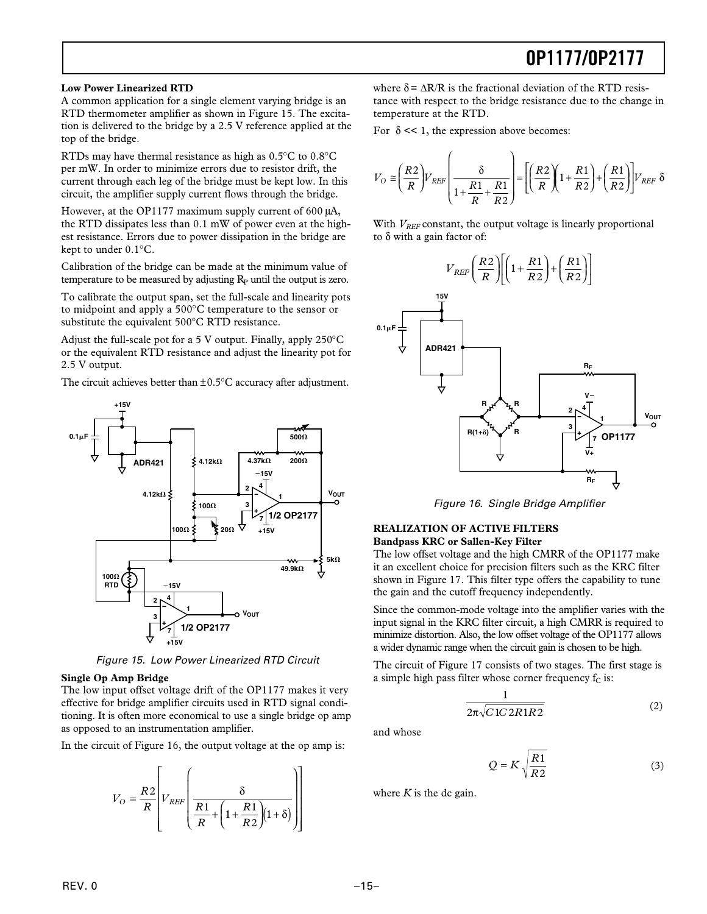**Low Power Linearized RTD**

A common application for a single element varying bridge is an RTD thermometer amplifier as shown in Figure 15. The excitation is delivered to the bridge by a 2.5 V reference applied at the top of the bridge.

RTDs may have thermal resistance as high as 0.5°C to 0.8°C per mW. In order to minimize errors due to resistor drift, the current through each leg of the bridge must be kept low. In this circuit, the amplifier supply current flows through the bridge.

However, at the OP1177 maximum supply current of 600 μA, the RTD dissipates less than 0.1 mW of power even at the highest resistance. Errors due to power dissipation in the bridge are kept to under 0.1°C.

Calibration of the bridge can be made at the minimum value of temperature to be measured by adjusting $R_P$ until the output is zero.

To calibrate the output span, set the full-scale and linearity pots to midpoint and apply a 500°C temperature to the sensor or substitute the equivalent 500°C RTD resistance.

Adjust the full-scale pot for a 5 V output. Finally, apply 250°C or the equivalent RTD resistance and adjust the linearity pot for 2.5 V output.

The circuit achieves better than ±0.5°C accuracy after adjustment.

Figure 15. Low Power Linearized RTD Circuit

**Single Op Amp Bridge**

The low input offset voltage drift of the OP1177 makes it very effective for bridge amplifier circuits used in RTD signal conditioning. It is often more economical to use a single bridge op amp as opposed to an instrumentation amplifier.

In the circuit of Figure 16, the output voltage at the op amp is:

$$V_O = \frac{R2}{R}\left[V_{REF}\left(\frac{\delta}{\frac{R1}{R}+\left(1+\frac{R1}{R2}\right)(1+\delta)}\right)\right]$$

where $\delta = \Delta R/R$ is the fractional deviation of the RTD resistance with respect to the bridge resistance due to the change in temperature at the RTD.

For $\delta << 1$, the expression above becomes:

$$V_O \cong \left(\frac{R2}{R}\right)V_{REF}\left(\frac{\delta}{1+\frac{R1}{R}+\frac{R1}{R2}}\right) = \left[\left(\frac{R2}{R}\right)\left(1+\frac{R1}{R2}\right)+\left(\frac{R1}{R2}\right)\right]V_{REF}\ \delta$$

With $V_{REF}$ constant, the output voltage is linearly proportional to δ with a gain factor of:

$$V_{REF}\left(\frac{R2}{R}\right)\left[\left(1+\frac{R1}{R2}\right)+\left(\frac{R1}{R2}\right)\right]$$

Figure 16. Single Bridge Amplifier

## REALIZATION OF ACTIVE FILTERS

**Bandpass KRC or Sallen-Key Filter**

The low offset voltage and the high CMRR of the OP1177 make it an excellent choice for precision filters such as the KRC filter shown in Figure 17. This filter type offers the capability to tune the gain and the cutoff frequency independently.

Since the common-mode voltage into the amplifier varies with the input signal in the KRC filter circuit, a high CMRR is required to minimize distortion. Also, the low offset voltage of the OP1177 allows a wider dynamic range when the circuit gain is chosen to be high.

The circuit of Figure 17 consists of two stages. The first stage is a simple high pass filter whose corner frequency $f_C$ is:

$$\frac{1}{2\pi\sqrt{C1C2R1R2}} \tag{2}$$

and whose

$$Q = K\sqrt{\frac{R1}{R2}} \tag{3}$$

where $K$ is the dc gain.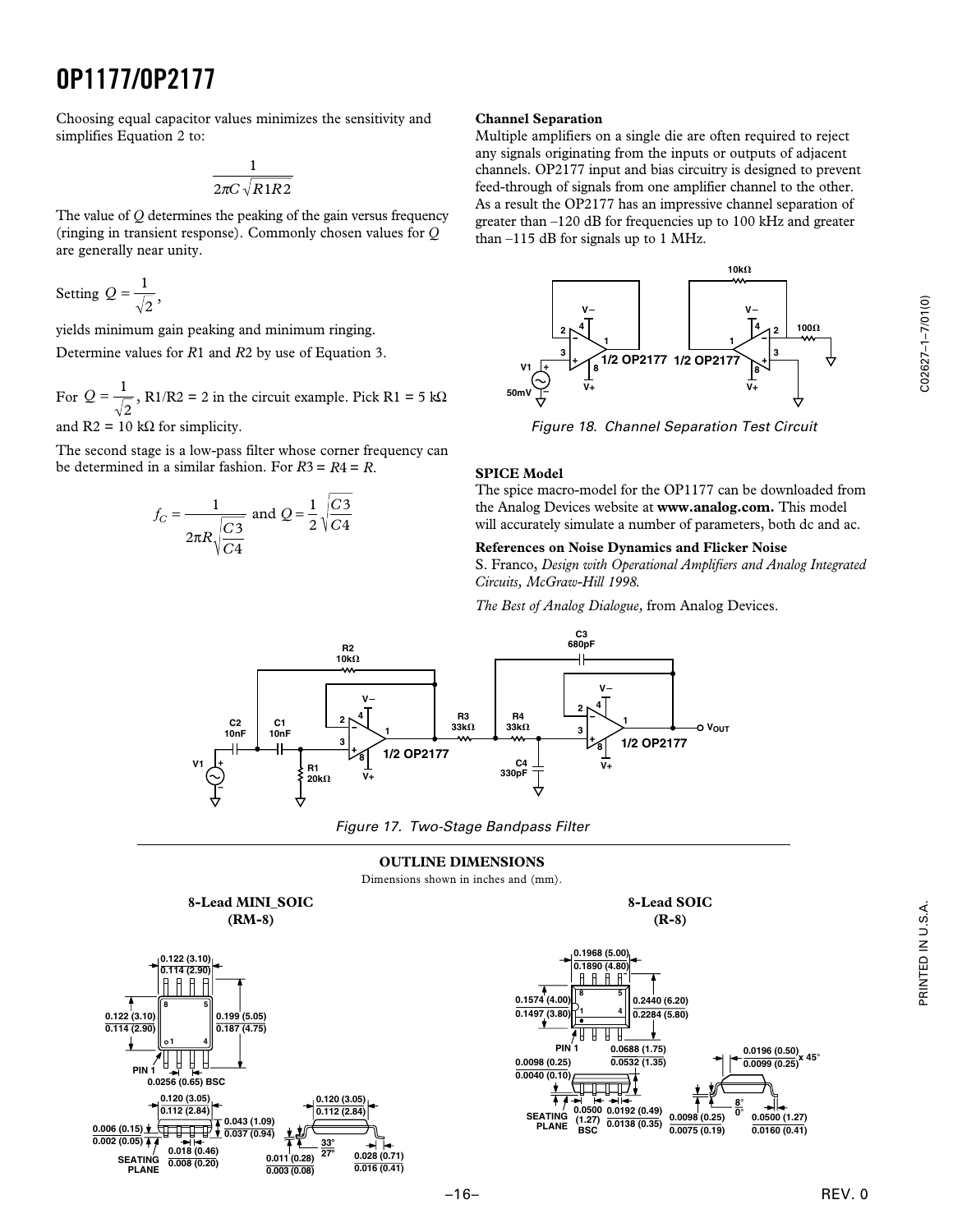Choosing equal capacitor values minimizes the sensitivity and simplifies Equation 2 to:

$$\frac{1}{2\pi C\sqrt{R1R2}}$$

The value of $Q$ determines the peaking of the gain versus frequency (ringing in transient response). Commonly chosen values for $Q$ are generally near unity.

Setting $Q = \frac{1}{\sqrt{2}}$,

yields minimum gain peaking and minimum ringing.

Determine values for $R1$ and $R2$ by use of Equation 3.

For $Q = \frac{1}{\sqrt{2}}$, R1/R2 = 2 in the circuit example. Pick R1 = 5 kΩ and R2 = 10 kΩ for simplicity.

The second stage is a low-pass filter whose corner frequency can be determined in a similar fashion. For $R3 = R4 = R$.

$$f_C = \frac{1}{2\pi R\sqrt{\frac{C3}{C4}}} \text{ and } Q = \frac{1}{2}\sqrt{\frac{C3}{C4}}$$

**Channel Separation**

Multiple amplifiers on a single die are often required to reject any signals originating from the inputs or outputs of adjacent channels. OP2177 input and bias circuitry is designed to prevent feed-through of signals from one amplifier channel to the other. As a result the OP2177 has an impressive channel separation of greater than –120 dB for frequencies up to 100 kHz and greater than –115 dB for signals up to 1 MHz.

10kΩ
V–
V–
2
4
4
2
100Ω
1
1
3
3
1/2 OP2177
1/2 OP2177
V1
8
8
V+
V+
50mV

*Figure 18. Channel Separation Test Circuit*

**SPICE Model**

The spice macro-model for the OP1177 can be downloaded from the Analog Devices website at **www.analog.com.** This model will accurately simulate a number of parameters, both dc and ac.

**References on Noise Dynamics and Flicker Noise**

S. Franco, *Design with Operational Amplifiers and Analog Integrated Circuits, McGraw-Hill 1998.*

*The Best of Analog Dialogue,* from Analog Devices.

R2
10kΩ
C3
680pF
V–
V–
C2
10nF
C1
10nF
R3
33kΩ
R4
33kΩ
V1
R1
20kΩ
1/2 OP2177
C4
330pF
1/2 OP2177
V+
V+
VOUT

*Figure 17. Two-Stage Bandpass Filter*

## OUTLINE DIMENSIONS

Dimensions shown in inches and (mm).

**8-Lead MINI_SOIC (RM-8)**

0.122 (3.10)
0.114 (2.90)
0.122 (3.10)
0.114 (2.90)
0.199 (5.05)
0.187 (4.75)
PIN 1
0.0256 (0.65) BSC
0.120 (3.05)
0.112 (2.84)
0.006 (0.15)
0.002 (0.05)
0.043 (1.09)
0.037 (0.94)
0.018 (0.46)
0.008 (0.20)
SEATING PLANE
0.120 (3.05)
0.112 (2.84)
33°
27°
0.011 (0.28)
0.003 (0.08)
0.028 (0.71)
0.016 (0.41)

**8-Lead SOIC (R-8)**

0.1968 (5.00)
0.1890 (4.80)
0.1574 (4.00)
0.1497 (3.80)
0.2440 (6.20)
0.2284 (5.80)
PIN 1
0.0688 (1.75)
0.0532 (1.35)
0.0098 (0.25)
0.0040 (0.10)
0.0196 (0.50)
0.0099 (0.25)
x 45°
SEATING PLANE
0.0500 (1.27) BSC
0.0192 (0.49)
0.0138 (0.35)
8°
0°
0.0098 (0.25)
0.0075 (0.19)
0.0500 (1.27)
0.0160 (0.41)

C02627–1–7/01(0)

PRINTED IN U.S.A.